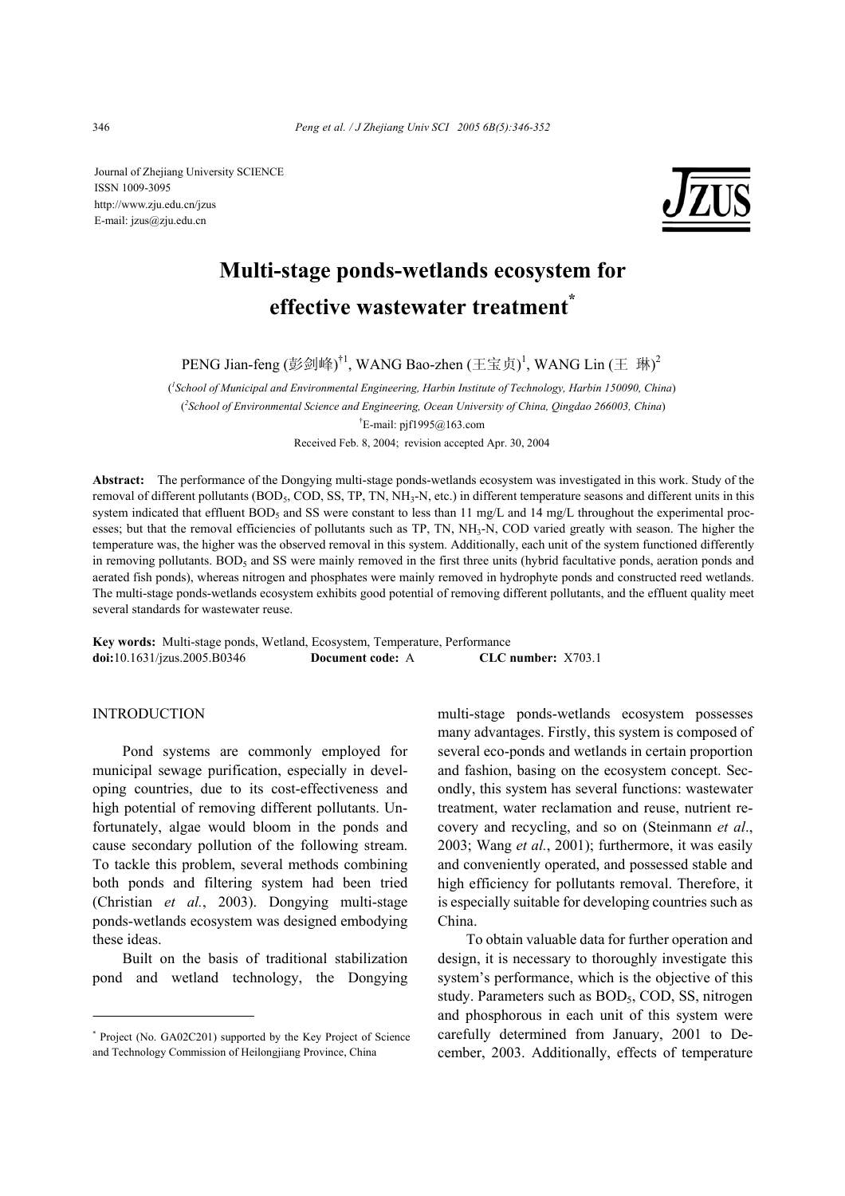Journal of Zhejiang University SCIENCE
ISSN 1009-3095
http://www.zju.edu.cn/jzus
E-mail: jzus@zju.edu.cn

# Multi-stage ponds-wetlands ecosystem for effective wastewater treatment*

PENG Jian-feng (彭剑峰)[†1], WANG Bao-zhen (王宝贞)[1], WANG Lin (王 琳)[2]

([1]School of Municipal and Environmental Engineering, Harbin Institute of Technology, Harbin 150090, China)

([2]School of Environmental Science and Engineering, Ocean University of China, Qingdao 266003, China)

[†]E-mail: pjf1995@163.com

Received Feb. 8, 2004; revision accepted Apr. 30, 2004

**Abstract:** The performance of the Dongying multi-stage ponds-wetlands ecosystem was investigated in this work. Study of the removal of different pollutants ($BOD_5$, COD, SS, TP, TN, $NH_3$-N, etc.) in different temperature seasons and different units in this system indicated that effluent $BOD_5$ and SS were constant to less than 11 mg/L and 14 mg/L throughout the experimental processes; but that the removal efficiencies of pollutants such as TP, TN, $NH_3$-N, COD varied greatly with season. The higher the temperature was, the higher was the observed removal in this system. Additionally, each unit of the system functioned differently in removing pollutants. $BOD_5$ and SS were mainly removed in the first three units (hybrid facultative ponds, aeration ponds and aerated fish ponds), whereas nitrogen and phosphates were mainly removed in hydrophyte ponds and constructed reed wetlands. The multi-stage ponds-wetlands ecosystem exhibits good potential of removing different pollutants, and the effluent quality meet several standards for wastewater reuse.

**Key words:** Multi-stage ponds, Wetland, Ecosystem, Temperature, Performance

**doi:**10.1631/jzus.2005.B0346 **Document code:** A **CLC number:** X703.1

## INTRODUCTION

Pond systems are commonly employed for municipal sewage purification, especially in developing countries, due to its cost-effectiveness and high potential of removing different pollutants. Unfortunately, algae would bloom in the ponds and cause secondary pollution of the following stream. To tackle this problem, several methods combining both ponds and filtering system had been tried (Christian *et al.*, 2003). Dongying multi-stage ponds-wetlands ecosystem was designed embodying these ideas.

Built on the basis of traditional stabilization pond and wetland technology, the Dongying multi-stage ponds-wetlands ecosystem possesses many advantages. Firstly, this system is composed of several eco-ponds and wetlands in certain proportion and fashion, basing on the ecosystem concept. Secondly, this system has several functions: wastewater treatment, water reclamation and reuse, nutrient recovery and recycling, and so on (Steinmann *et al*., 2003; Wang *et al.*, 2001); furthermore, it was easily and conveniently operated, and possessed stable and high efficiency for pollutants removal. Therefore, it is especially suitable for developing countries such as China.

To obtain valuable data for further operation and design, it is necessary to thoroughly investigate this system's performance, which is the objective of this study. Parameters such as $BOD_5$, COD, SS, nitrogen and phosphorous in each unit of this system were carefully determined from January, 2001 to December, 2003. Additionally, effects of temperature

---

* Project (No. GA02C201) supported by the Key Project of Science and Technology Commission of Heilongjiang Province, China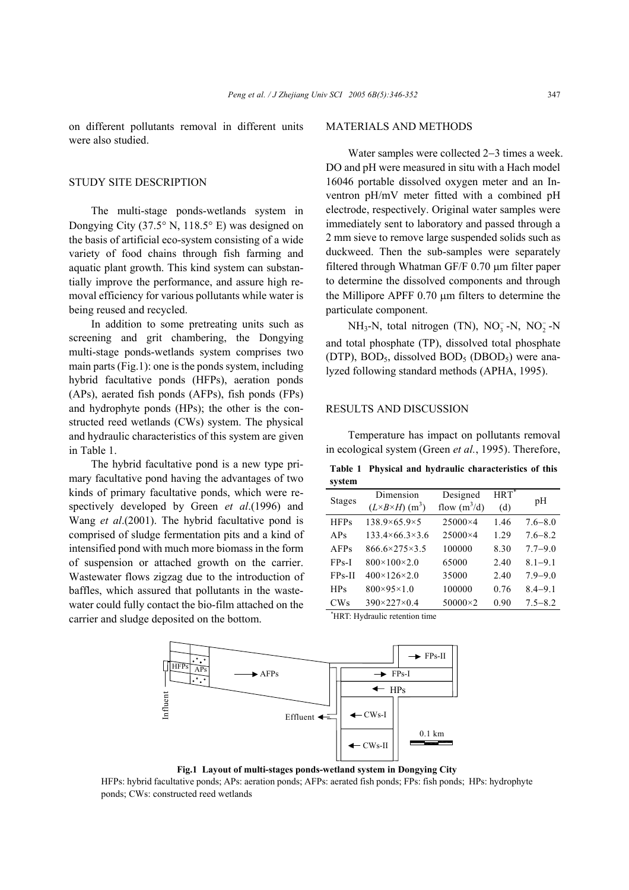on different pollutants removal in different units were also studied.

## STUDY SITE DESCRIPTION

The multi-stage ponds-wetlands system in Dongying City (37.5° N, 118.5° E) was designed on the basis of artificial eco-system consisting of a wide variety of food chains through fish farming and aquatic plant growth. This kind system can substantially improve the performance, and assure high removal efficiency for various pollutants while water is being reused and recycled.

In addition to some pretreating units such as screening and grit chambering, the Dongying multi-stage ponds-wetlands system comprises two main parts (Fig.1): one is the ponds system, including hybrid facultative ponds (HFPs), aeration ponds (APs), aerated fish ponds (AFPs), fish ponds (FPs) and hydrophyte ponds (HPs); the other is the constructed reed wetlands (CWs) system. The physical and hydraulic characteristics of this system are given in Table 1.

The hybrid facultative pond is a new type primary facultative pond having the advantages of two kinds of primary facultative ponds, which were respectively developed by Green *et al*.(1996) and Wang *et al*.(2001). The hybrid facultative pond is comprised of sludge fermentation pits and a kind of intensified pond with much more biomass in the form of suspension or attached growth on the carrier. Wastewater flows zigzag due to the introduction of baffles, which assured that pollutants in the wastewater could fully contact the bio-film attached on the carrier and sludge deposited on the bottom.

## MATERIALS AND METHODS

Water samples were collected 2−3 times a week. DO and pH were measured in situ with a Hach model 16046 portable dissolved oxygen meter and an Inventron pH/mV meter fitted with a combined pH electrode, respectively. Original water samples were immediately sent to laboratory and passed through a 2 mm sieve to remove large suspended solids such as duckweed. Then the sub-samples were separately filtered through Whatman GF/F 0.70 μm filter paper to determine the dissolved components and through the Millipore APFF 0.70 μm filters to determine the particulate component.

$NH_3$-N, total nitrogen (TN), $NO_3^-$-N, $NO_2^-$-N and total phosphate (TP), dissolved total phosphate (DTP), $BOD_5$, dissolved $BOD_5$ ($DBOD_5$) were analyzed following standard methods (APHA, 1995).

## RESULTS AND DISCUSSION

Temperature has impact on pollutants removal in ecological system (Green *et al.*, 1995). Therefore,

**Table 1 Physical and hydraulic characteristics of this system**

| Stages | Dimension ($L$×$B$×$H$) ($m^3$) | Designed flow ($m^3$/d) | HRT* (d) | pH |
|---|---|---|---|---|
| HFPs | 138.9×65.9×5 | 25000×4 | 1.46 | 7.6−8.0 |
| APs | 133.4×66.3×3.6 | 25000×4 | 1.29 | 7.6−8.2 |
| AFPs | 866.6×275×3.5 | 100000 | 8.30 | 7.7−9.0 |
| FPs-I | 800×100×2.0 | 65000 | 2.40 | 8.1−9.1 |
| FPs-II | 400×126×2.0 | 35000 | 2.40 | 7.9−9.0 |
| HPs | 800×95×1.0 | 100000 | 0.76 | 8.4−9.1 |
| CWs | 390×227×0.4 | 50000×2 | 0.90 | 7.5−8.2 |

*HRT: Hydraulic retention time

**Fig.1 Layout of multi-stages ponds-wetland system in Dongying City**

HFPs: hybrid facultative ponds; APs: aeration ponds; AFPs: aerated fish ponds; FPs: fish ponds; HPs: hydrophyte ponds; CWs: constructed reed wetlands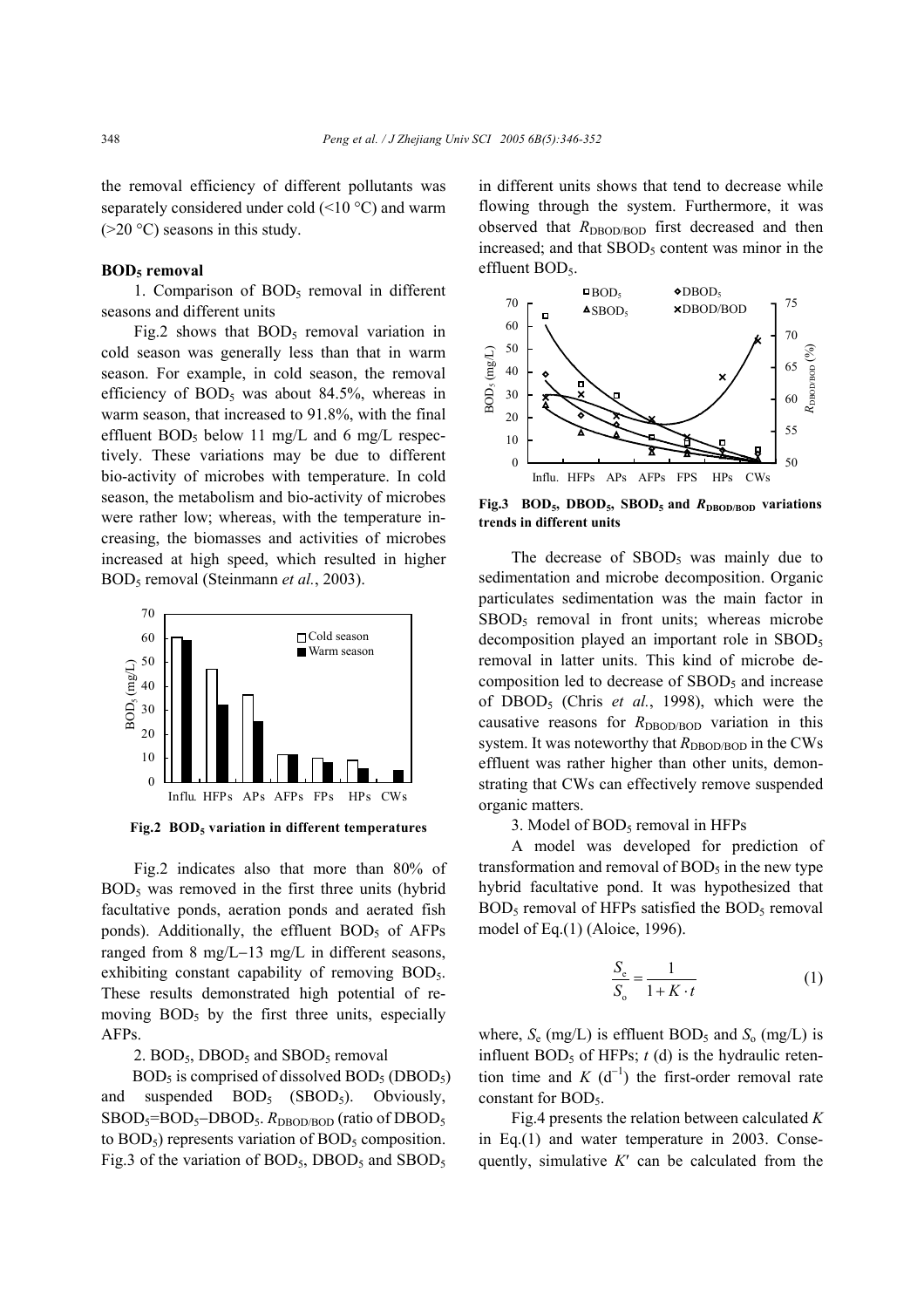the removal efficiency of different pollutants was separately considered under cold (<10 °C) and warm (>20 °C) seasons in this study.

**$BOD_5$ removal**

1. Comparison of $BOD_5$ removal in different seasons and different units

Fig.2 shows that $BOD_5$ removal variation in cold season was generally less than that in warm season. For example, in cold season, the removal efficiency of $BOD_5$ was about 84.5%, whereas in warm season, that increased to 91.8%, with the final effluent $BOD_5$ below 11 mg/L and 6 mg/L respectively. These variations may be due to different bio-activity of microbes with temperature. In cold season, the metabolism and bio-activity of microbes were rather low; whereas, with the temperature increasing, the biomasses and activities of microbes increased at high speed, which resulted in higher $BOD_5$ removal (Steinmann *et al.*, 2003).

**Fig.2 $BOD_5$ variation in different temperatures**

Fig.2 indicates also that more than 80% of $BOD_5$ was removed in the first three units (hybrid facultative ponds, aeration ponds and aerated fish ponds). Additionally, the effluent $BOD_5$ of AFPs ranged from 8 mg/L−13 mg/L in different seasons, exhibiting constant capability of removing $BOD_5$. These results demonstrated high potential of removing $BOD_5$ by the first three units, especially AFPs.

2. $BOD_5$, $DBOD_5$ and $SBOD_5$ removal

$BOD_5$ is comprised of dissolved $BOD_5$ ($DBOD_5$) and suspended $BOD_5$ ($SBOD_5$). Obviously, $SBOD_5 = BOD_5 - DBOD_5$. $R_{DBOD/BOD}$ (ratio of $DBOD_5$ to $BOD_5$) represents variation of $BOD_5$ composition. Fig.3 of the variation of $BOD_5$, $DBOD_5$ and $SBOD_5$ in different units shows that tend to decrease while flowing through the system. Furthermore, it was observed that $R_{DBOD/BOD}$ first decreased and then increased; and that $SBOD_5$ content was minor in the effluent $BOD_5$.

**Fig.3 $BOD_5$, $DBOD_5$, $SBOD_5$ and $R_{DBOD/BOD}$ variations trends in different units**

The decrease of $SBOD_5$ was mainly due to sedimentation and microbe decomposition. Organic particulates sedimentation was the main factor in $SBOD_5$ removal in front units; whereas microbe decomposition played an important role in $SBOD_5$ removal in latter units. This kind of microbe decomposition led to decrease of $SBOD_5$ and increase of $DBOD_5$ (Chris *et al.*, 1998), which were the causative reasons for $R_{DBOD/BOD}$ variation in this system. It was noteworthy that $R_{DBOD/BOD}$ in the CWs effluent was rather higher than other units, demonstrating that CWs can effectively remove suspended organic matters.

3. Model of $BOD_5$ removal in HFPs

A model was developed for prediction of transformation and removal of $BOD_5$ in the new type hybrid facultative pond. It was hypothesized that $BOD_5$ removal of HFPs satisfied the $BOD_5$ removal model of Eq.(1) (Aloice, 1996).

$$\frac{S_e}{S_o} = \frac{1}{1 + K \cdot t} \tag{1}$$

where, $S_e$ (mg/L) is effluent $BOD_5$ and $S_o$ (mg/L) is influent $BOD_5$ of HFPs; $t$ (d) is the hydraulic retention time and $K$ ($d^{-1}$) the first-order removal rate constant for $BOD_5$.

Fig.4 presents the relation between calculated $K$ in Eq.(1) and water temperature in 2003. Consequently, simulative $K'$ can be calculated from the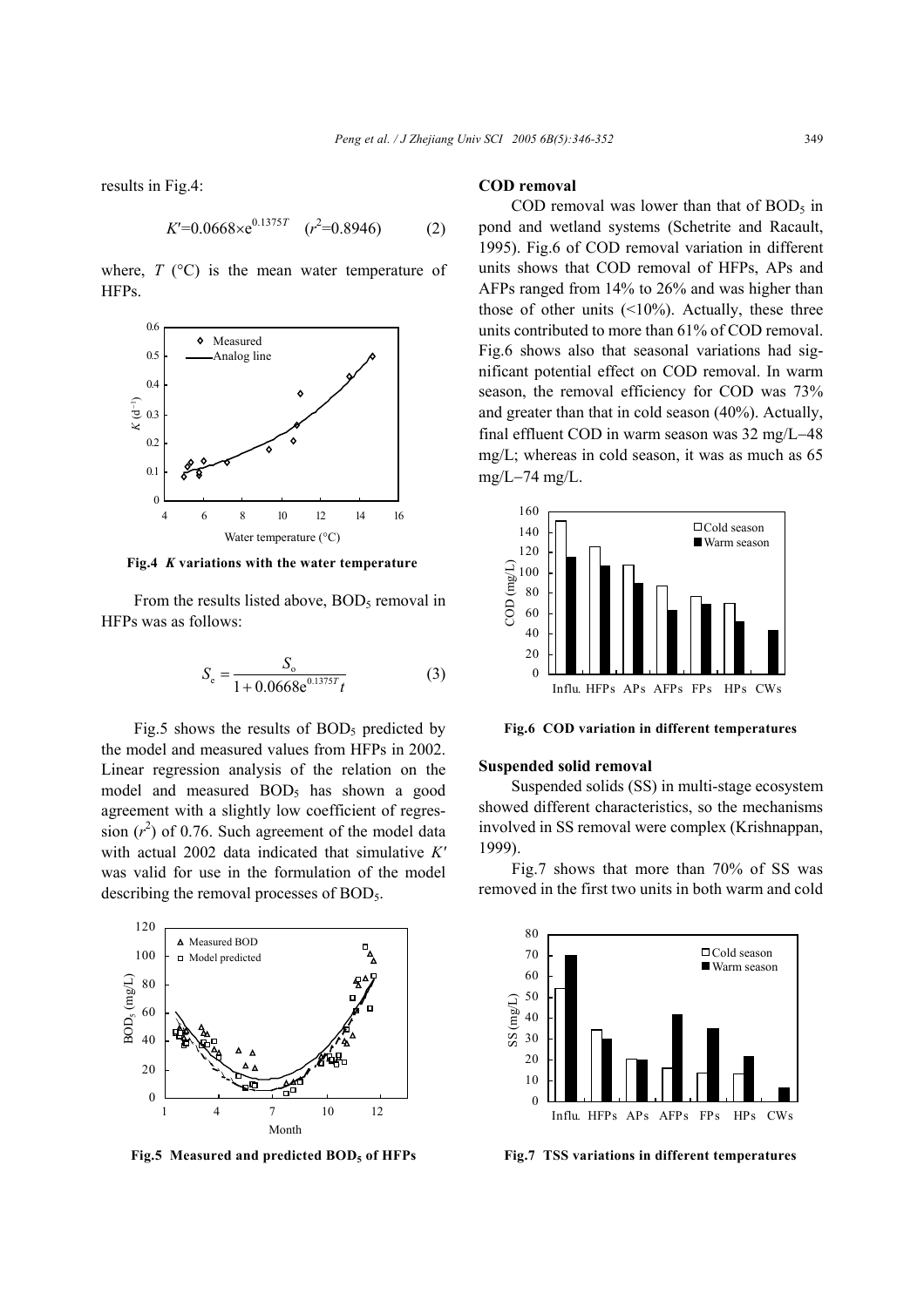results in Fig.4:

$$K'=0.0668\times e^{0.1375T} \quad (r^2=0.8946) \qquad (2)$$

where, $T$ (°C) is the mean water temperature of HFPs.

**Fig.4 $K$ variations with the water temperature**

From the results listed above, $BOD_5$ removal in HFPs was as follows:

$$S_e = \frac{S_o}{1+0.0668e^{0.1375T}t} \qquad (3)$$

Fig.5 shows the results of $BOD_5$ predicted by the model and measured values from HFPs in 2002. Linear regression analysis of the relation on the model and measured $BOD_5$ has shown a good agreement with a slightly low coefficient of regression ($r^2$) of 0.76. Such agreement of the model data with actual 2002 data indicated that simulative $K'$ was valid for use in the formulation of the model describing the removal processes of $BOD_5$.

**Fig.5 Measured and predicted $BOD_5$ of HFPs**

## COD removal

COD removal was lower than that of $BOD_5$ in pond and wetland systems (Schetrite and Racault, 1995). Fig.6 of COD removal variation in different units shows that COD removal of HFPs, APs and AFPs ranged from 14% to 26% and was higher than those of other units (<10%). Actually, these three units contributed to more than 61% of COD removal. Fig.6 shows also that seasonal variations had significant potential effect on COD removal. In warm season, the removal efficiency for COD was 73% and greater than that in cold season (40%). Actually, final effluent COD in warm season was 32 mg/L−48 mg/L; whereas in cold season, it was as much as 65 mg/L−74 mg/L.

**Fig.6 COD variation in different temperatures**

## Suspended solid removal

Suspended solids (SS) in multi-stage ecosystem showed different characteristics, so the mechanisms involved in SS removal were complex (Krishnappan, 1999).

Fig.7 shows that more than 70% of SS was removed in the first two units in both warm and cold

**Fig.7 TSS variations in different temperatures**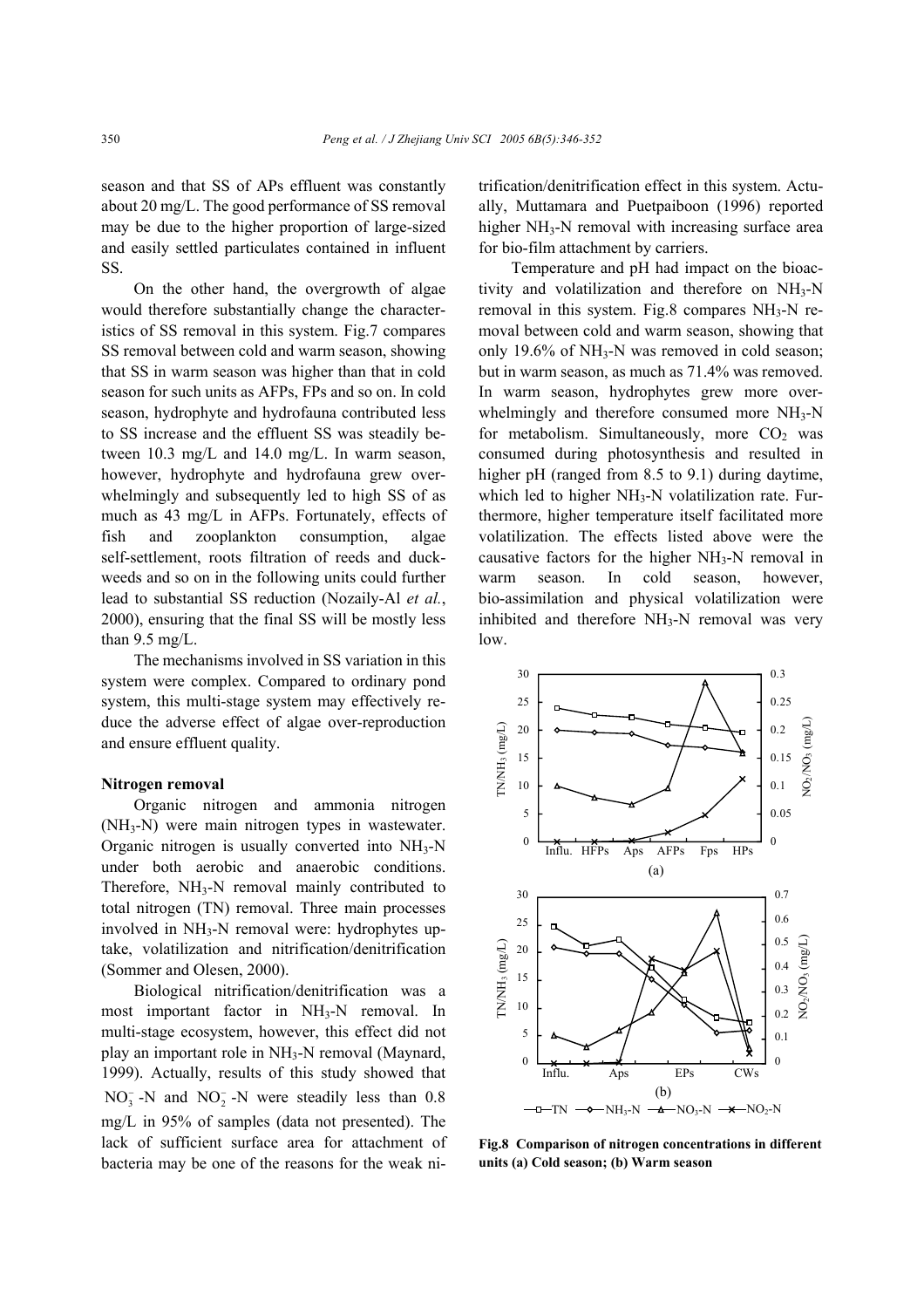season and that SS of APs effluent was constantly about 20 mg/L. The good performance of SS removal may be due to the higher proportion of large-sized and easily settled particulates contained in influent SS.

On the other hand, the overgrowth of algae would therefore substantially change the characteristics of SS removal in this system. Fig.7 compares SS removal between cold and warm season, showing that SS in warm season was higher than that in cold season for such units as AFPs, FPs and so on. In cold season, hydrophyte and hydrofauna contributed less to SS increase and the effluent SS was steadily between 10.3 mg/L and 14.0 mg/L. In warm season, however, hydrophyte and hydrofauna grew overwhelmingly and subsequently led to high SS of as much as 43 mg/L in AFPs. Fortunately, effects of fish and zooplankton consumption, algae self-settlement, roots filtration of reeds and duckweeds and so on in the following units could further lead to substantial SS reduction (Nozaily-Al *et al.*, 2000), ensuring that the final SS will be mostly less than 9.5 mg/L.

The mechanisms involved in SS variation in this system were complex. Compared to ordinary pond system, this multi-stage system may effectively reduce the adverse effect of algae over-reproduction and ensure effluent quality.

**Nitrogen removal**

Organic nitrogen and ammonia nitrogen ($NH_3$-N) were main nitrogen types in wastewater. Organic nitrogen is usually converted into $NH_3$-N under both aerobic and anaerobic conditions. Therefore, $NH_3$-N removal mainly contributed to total nitrogen (TN) removal. Three main processes involved in $NH_3$-N removal were: hydrophytes uptake, volatilization and nitrification/denitrification (Sommer and Olesen, 2000).

Biological nitrification/denitrification was a most important factor in $NH_3$-N removal. In multi-stage ecosystem, however, this effect did not play an important role in $NH_3$-N removal (Maynard, 1999). Actually, results of this study showed that $NO_3^-$-N and $NO_2^-$-N were steadily less than 0.8 mg/L in 95% of samples (data not presented). The lack of sufficient surface area for attachment of bacteria may be one of the reasons for the weak nitrification/denitrification effect in this system. Actually, Muttamara and Puetpaiboon (1996) reported higher $NH_3$-N removal with increasing surface area for bio-film attachment by carriers.

Temperature and pH had impact on the bioactivity and volatilization and therefore on $NH_3$-N removal in this system. Fig.8 compares $NH_3$-N removal between cold and warm season, showing that only 19.6% of $NH_3$-N was removed in cold season; but in warm season, as much as 71.4% was removed. In warm season, hydrophytes grew more overwhelmingly and therefore consumed more $NH_3$-N for metabolism. Simultaneously, more $CO_2$ was consumed during photosynthesis and resulted in higher pH (ranged from 8.5 to 9.1) during daytime, which led to higher $NH_3$-N volatilization rate. Furthermore, higher temperature itself facilitated more volatilization. The effects listed above were the causative factors for the higher $NH_3$-N removal in warm season. In cold season, however, bio-assimilation and physical volatilization were inhibited and therefore $NH_3$-N removal was very low.

**Fig.8 Comparison of nitrogen concentrations in different units (a) Cold season; (b) Warm season**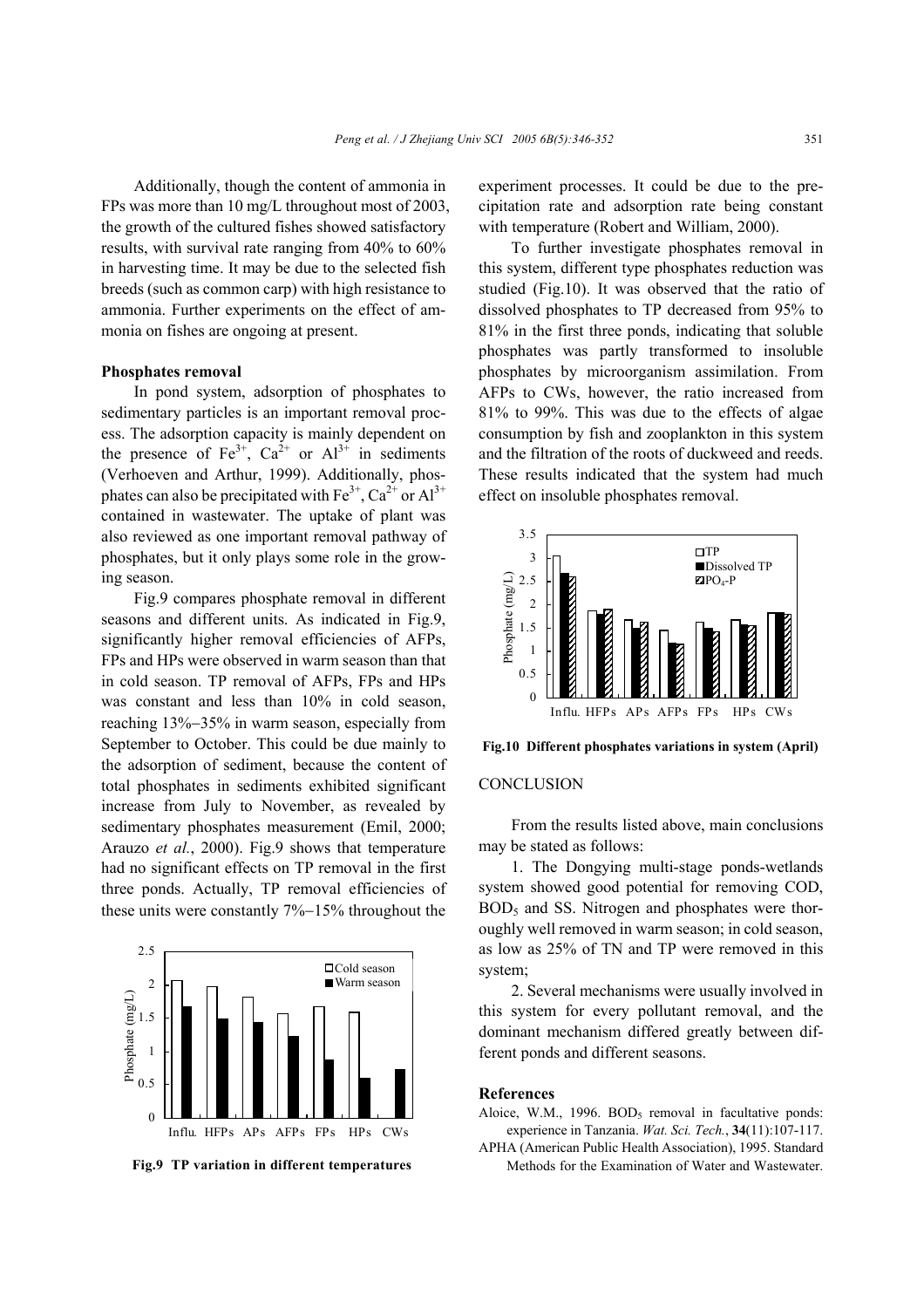Additionally, though the content of ammonia in FPs was more than 10 mg/L throughout most of 2003, the growth of the cultured fishes showed satisfactory results, with survival rate ranging from 40% to 60% in harvesting time. It may be due to the selected fish breeds (such as common carp) with high resistance to ammonia. Further experiments on the effect of ammonia on fishes are ongoing at present.

**Phosphates removal**

In pond system, adsorption of phosphates to sedimentary particles is an important removal process. The adsorption capacity is mainly dependent on the presence of $Fe^{3+}$, $Ca^{2+}$ or $Al^{3+}$ in sediments (Verhoeven and Arthur, 1999). Additionally, phosphates can also be precipitated with $Fe^{3+}$, $Ca^{2+}$ or $Al^{3+}$ contained in wastewater. The uptake of plant was also reviewed as one important removal pathway of phosphates, but it only plays some role in the growing season.

Fig.9 compares phosphate removal in different seasons and different units. As indicated in Fig.9, significantly higher removal efficiencies of AFPs, FPs and HPs were observed in warm season than that in cold season. TP removal of AFPs, FPs and HPs was constant and less than 10% in cold season, reaching 13%–35% in warm season, especially from September to October. This could be due mainly to the adsorption of sediment, because the content of total phosphates in sediments exhibited significant increase from July to November, as revealed by sedimentary phosphates measurement (Emil, 2000; Arauzo *et al.*, 2000). Fig.9 shows that temperature had no significant effects on TP removal in the first three ponds. Actually, TP removal efficiencies of these units were constantly 7%–15% throughout the experiment processes. It could be due to the precipitation rate and adsorption rate being constant with temperature (Robert and William, 2000).

**Fig.9 TP variation in different temperatures**

To further investigate phosphates removal in this system, different type phosphates reduction was studied (Fig.10). It was observed that the ratio of dissolved phosphates to TP decreased from 95% to 81% in the first three ponds, indicating that soluble phosphates was partly transformed to insoluble phosphates by microorganism assimilation. From AFPs to CWs, however, the ratio increased from 81% to 99%. This was due to the effects of algae consumption by fish and zooplankton in this system and the filtration of the roots of duckweed and reeds. These results indicated that the system had much effect on insoluble phosphates removal.

**Fig.10 Different phosphates variations in system (April)**

## CONCLUSION

From the results listed above, main conclusions may be stated as follows:

1. The Dongying multi-stage ponds-wetlands system showed good potential for removing COD, $BOD_5$ and SS. Nitrogen and phosphates were thoroughly well removed in warm season; in cold season, as low as 25% of TN and TP were removed in this system;

2. Several mechanisms were usually involved in this system for every pollutant removal, and the dominant mechanism differed greatly between different ponds and different seasons.

## References

Aloice, W.M., 1996. $BOD_5$ removal in facultative ponds: experience in Tanzania. *Wat. Sci. Tech.*, **34**(11):107-117.

APHA (American Public Health Association), 1995. Standard Methods for the Examination of Water and Wastewater.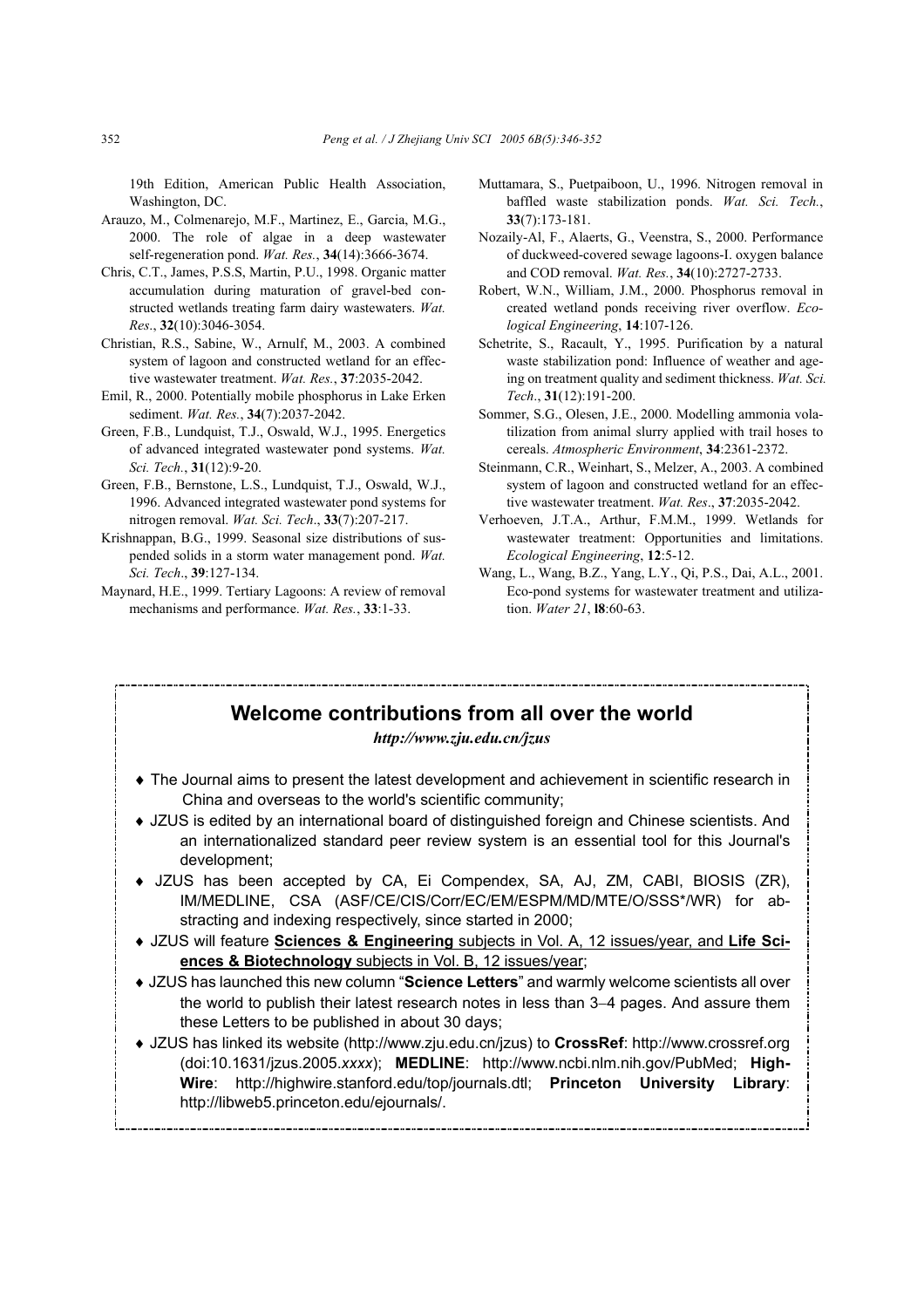19th Edition, American Public Health Association, Washington, DC.

Arauzo, M., Colmenarejo, M.F., Martinez, E., Garcia, M.G., 2000. The role of algae in a deep wastewater self-regeneration pond. *Wat. Res.*, **34**(14):3666-3674.

Chris, C.T., James, P.S.S, Martin, P.U., 1998. Organic matter accumulation during maturation of gravel-bed constructed wetlands treating farm dairy wastewaters. *Wat. Res.*, **32**(10):3046-3054.

Christian, R.S., Sabine, W., Arnulf, M., 2003. A combined system of lagoon and constructed wetland for an effective wastewater treatment. *Wat. Res.*, **37**:2035-2042.

Emil, R., 2000. Potentially mobile phosphorus in Lake Erken sediment. *Wat. Res.*, **34**(7):2037-2042.

Green, F.B., Lundquist, T.J., Oswald, W.J., 1995. Energetics of advanced integrated wastewater pond systems. *Wat. Sci. Tech.*, **31**(12):9-20.

Green, F.B., Bernstone, L.S., Lundquist, T.J., Oswald, W.J., 1996. Advanced integrated wastewater pond systems for nitrogen removal. *Wat. Sci. Tech.*, **33**(7):207-217.

Krishnappan, B.G., 1999. Seasonal size distributions of suspended solids in a storm water management pond. *Wat. Sci. Tech*., **39**:127-134.

Maynard, H.E., 1999. Tertiary Lagoons: A review of removal mechanisms and performance. *Wat. Res.*, **33**:1-33.

Muttamara, S., Puetpaiboon, U., 1996. Nitrogen removal in baffled waste stabilization ponds. *Wat. Sci. Tech.*, **33**(7):173-181.

Nozaily-Al, F., Alaerts, G., Veenstra, S., 2000. Performance of duckweed-covered sewage lagoons-I. oxygen balance and COD removal. *Wat. Res.*, **34**(10):2727-2733.

Robert, W.N., William, J.M., 2000. Phosphorus removal in created wetland ponds receiving river overflow. *Ecological Engineering*, **14**:107-126.

Schetrite, S., Racault, Y., 1995. Purification by a natural waste stabilization pond: Influence of weather and ageing on treatment quality and sediment thickness. *Wat. Sci. Tech*., **31**(12):191-200.

Sommer, S.G., Olesen, J.E., 2000. Modelling ammonia volatilization from animal slurry applied with trail hoses to cereals. *Atmospheric Environment*, **34**:2361-2372.

Steinmann, C.R., Weinhart, S., Melzer, A., 2003. A combined system of lagoon and constructed wetland for an effective wastewater treatment. *Wat. Res*., **37**:2035-2042.

Verhoeven, J.T.A., Arthur, F.M.M., 1999. Wetlands for wastewater treatment: Opportunities and limitations. *Ecological Engineering*, **12**:5-12.

Wang, L., Wang, B.Z., Yang, L.Y., Qi, P.S., Dai, A.L., 2001. Eco-pond systems for wastewater treatment and utilization. *Water 21*, **l8**:60-63.

## Welcome contributions from all over the world

***http://www.zju.edu.cn/jzus***

- The Journal aims to present the latest development and achievement in scientific research in China and overseas to the world's scientific community;
- JZUS is edited by an international board of distinguished foreign and Chinese scientists. And an internationalized standard peer review system is an essential tool for this Journal's development;
- JZUS has been accepted by CA, Ei Compendex, SA, AJ, ZM, CABI, BIOSIS (ZR), IM/MEDLINE, CSA (ASF/CE/CIS/Corr/EC/EM/ESPM/MD/MTE/O/SSS*/WR) for abstracting and indexing respectively, since started in 2000;
- JZUS will feature **Sciences & Engineering** subjects in Vol. A, 12 issues/year, and **Life Sciences & Biotechnology** subjects in Vol. B, 12 issues/year;
- JZUS has launched this new column "**Science Letters**" and warmly welcome scientists all over the world to publish their latest research notes in less than 3–4 pages. And assure them these Letters to be published in about 30 days;
- JZUS has linked its website (http://www.zju.edu.cn/jzus) to **CrossRef**: http://www.crossref.org (doi:10.1631/jzus.2005.*xxxx*); **MEDLINE**: http://www.ncbi.nlm.nih.gov/PubMed; **HighWire**: http://highwire.stanford.edu/top/journals.dtl; **Princeton University Library**: http://libweb5.princeton.edu/ejournals/.